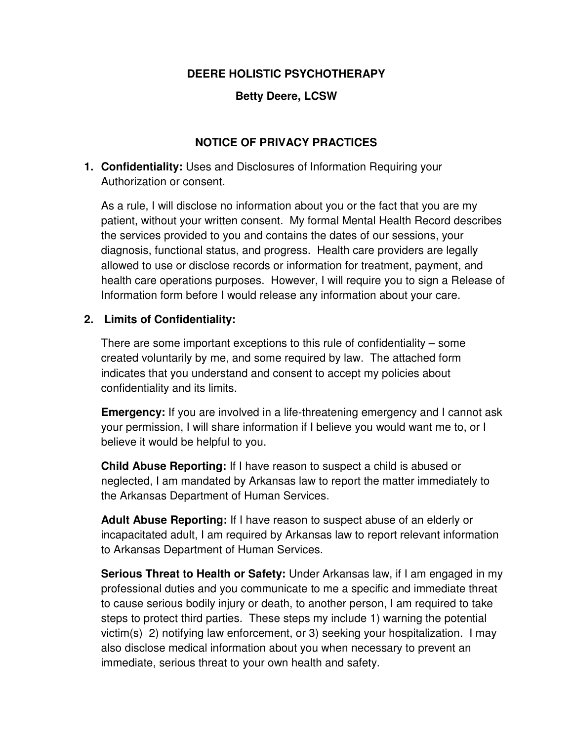# DEERE HOLISTIC PSYCHOTHERAPY

## Betty Deere, LCSW

## NOTICE OF PRIVACY PRACTICES

1. **Confidentiality:** Uses and Disclosures of Information Requiring your Authorization or consent.

   As a rule, I will disclose no information about you or the fact that you are my patient, without your written consent. My formal Mental Health Record describes the services provided to you and contains the dates of our sessions, your diagnosis, functional status, and progress. Health care providers are legally allowed to use or disclose records or information for treatment, payment, and health care operations purposes. However, I will require you to sign a Release of Information form before I would release any information about your care.

2. **Limits of Confidentiality:**

   There are some important exceptions to this rule of confidentiality – some created voluntarily by me, and some required by law. The attached form indicates that you understand and consent to accept my policies about confidentiality and its limits.

   **Emergency:** If you are involved in a life-threatening emergency and I cannot ask your permission, I will share information if I believe you would want me to, or I believe it would be helpful to you.

   **Child Abuse Reporting:** If I have reason to suspect a child is abused or neglected, I am mandated by Arkansas law to report the matter immediately to the Arkansas Department of Human Services.

   **Adult Abuse Reporting:** If I have reason to suspect abuse of an elderly or incapacitated adult, I am required by Arkansas law to report relevant information to Arkansas Department of Human Services.

   **Serious Threat to Health or Safety:** Under Arkansas law, if I am engaged in my professional duties and you communicate to me a specific and immediate threat to cause serious bodily injury or death, to another person, I am required to take steps to protect third parties. These steps my include 1) warning the potential victim(s) 2) notifying law enforcement, or 3) seeking your hospitalization. I may also disclose medical information about you when necessary to prevent an immediate, serious threat to your own health and safety.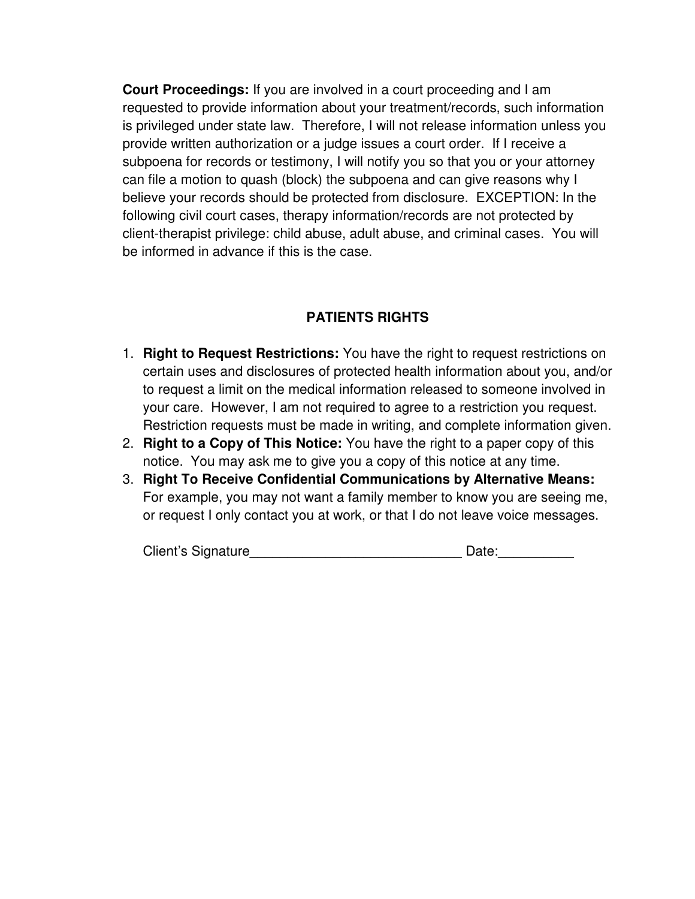**Court Proceedings:** If you are involved in a court proceeding and I am requested to provide information about your treatment/records, such information is privileged under state law. Therefore, I will not release information unless you provide written authorization or a judge issues a court order. If I receive a subpoena for records or testimony, I will notify you so that you or your attorney can file a motion to quash (block) the subpoena and can give reasons why I believe your records should be protected from disclosure. EXCEPTION: In the following civil court cases, therapy information/records are not protected by client-therapist privilege: child abuse, adult abuse, and criminal cases. You will be informed in advance if this is the case.

## PATIENTS RIGHTS

1. **Right to Request Restrictions:** You have the right to request restrictions on certain uses and disclosures of protected health information about you, and/or to request a limit on the medical information released to someone involved in your care. However, I am not required to agree to a restriction you request. Restriction requests must be made in writing, and complete information given.
2. **Right to a Copy of This Notice:** You have the right to a paper copy of this notice. You may ask me to give you a copy of this notice at any time.
3. **Right To Receive Confidential Communications by Alternative Means:** For example, you may not want a family member to know you are seeing me, or request I only contact you at work, or that I do not leave voice messages.

Client's Signature____________________________ Date:__________